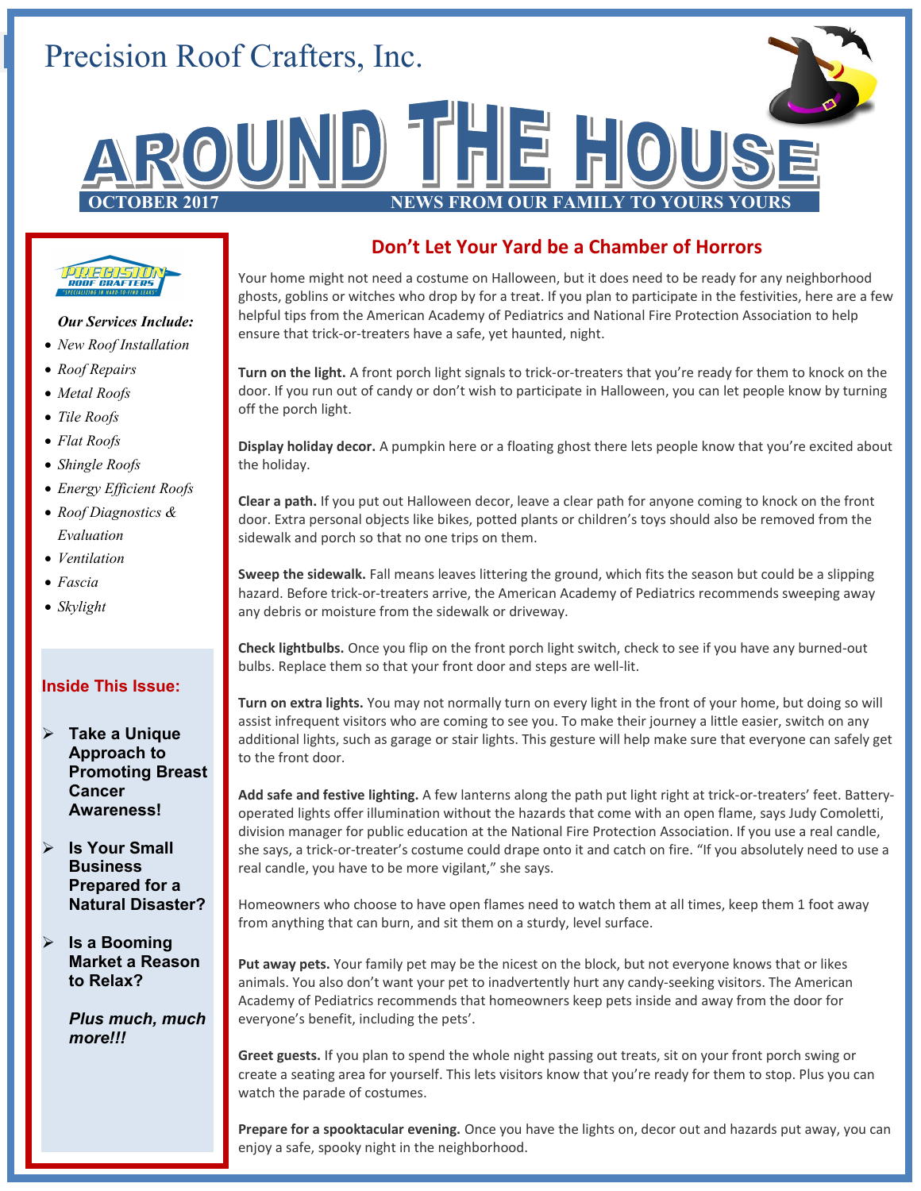Precision Roof Crafters, Inc.

# AROUND THE HOUSE

**OCTOBER 2017** NEWS FROM OUR FAMILY TO YOURS YOURS

***Our Services Include:***

- *New Roof Installation*
- *Roof Repairs*
- *Metal Roofs*
- *Tile Roofs*
- *Flat Roofs*
- *Shingle Roofs*
- *Energy Efficient Roofs*
- *Roof Diagnostics & Evaluation*
- *Ventilation*
- *Fascia*
- *Skylight*

**Inside This Issue:**

- **Take a Unique Approach to Promoting Breast Cancer Awareness!**
- **Is Your Small Business Prepared for a Natural Disaster?**
- **Is a Booming Market a Reason to Relax?**

***Plus much, much more!!!***

## Don't Let Your Yard be a Chamber of Horrors

Your home might not need a costume on Halloween, but it does need to be ready for any neighborhood ghosts, goblins or witches who drop by for a treat. If you plan to participate in the festivities, here are a few helpful tips from the American Academy of Pediatrics and National Fire Protection Association to help ensure that trick-or-treaters have a safe, yet haunted, night.

**Turn on the light.** A front porch light signals to trick-or-treaters that you're ready for them to knock on the door. If you run out of candy or don't wish to participate in Halloween, you can let people know by turning off the porch light.

**Display holiday decor.** A pumpkin here or a floating ghost there lets people know that you're excited about the holiday.

**Clear a path.** If you put out Halloween decor, leave a clear path for anyone coming to knock on the front door. Extra personal objects like bikes, potted plants or children's toys should also be removed from the sidewalk and porch so that no one trips on them.

**Sweep the sidewalk.** Fall means leaves littering the ground, which fits the season but could be a slipping hazard. Before trick-or-treaters arrive, the American Academy of Pediatrics recommends sweeping away any debris or moisture from the sidewalk or driveway.

**Check lightbulbs.** Once you flip on the front porch light switch, check to see if you have any burned-out bulbs. Replace them so that your front door and steps are well-lit.

**Turn on extra lights.** You may not normally turn on every light in the front of your home, but doing so will assist infrequent visitors who are coming to see you. To make their journey a little easier, switch on any additional lights, such as garage or stair lights. This gesture will help make sure that everyone can safely get to the front door.

**Add safe and festive lighting.** A few lanterns along the path put light right at trick-or-treaters' feet. Battery-operated lights offer illumination without the hazards that come with an open flame, says Judy Comoletti, division manager for public education at the National Fire Protection Association. If you use a real candle, she says, a trick-or-treater's costume could drape onto it and catch on fire. "If you absolutely need to use a real candle, you have to be more vigilant," she says.

Homeowners who choose to have open flames need to watch them at all times, keep them 1 foot away from anything that can burn, and sit them on a sturdy, level surface.

**Put away pets.** Your family pet may be the nicest on the block, but not everyone knows that or likes animals. You also don't want your pet to inadvertently hurt any candy-seeking visitors. The American Academy of Pediatrics recommends that homeowners keep pets inside and away from the door for everyone's benefit, including the pets'.

**Greet guests.** If you plan to spend the whole night passing out treats, sit on your front porch swing or create a seating area for yourself. This lets visitors know that you're ready for them to stop. Plus you can watch the parade of costumes.

**Prepare for a spooktacular evening.** Once you have the lights on, decor out and hazards put away, you can enjoy a safe, spooky night in the neighborhood.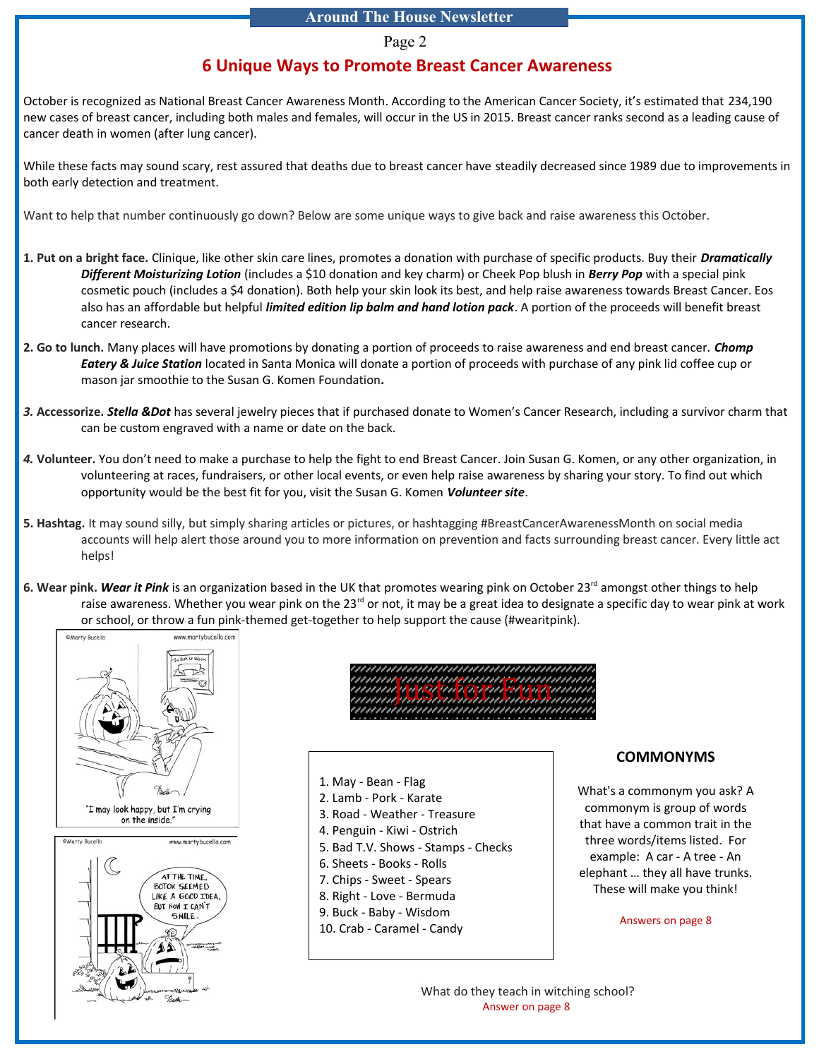# 6 Unique Ways to Promote Breast Cancer Awareness

October is recognized as National Breast Cancer Awareness Month. According to the American Cancer Society, it's estimated that 234,190 new cases of breast cancer, including both males and females, will occur in the US in 2015. Breast cancer ranks second as a leading cause of cancer death in women (after lung cancer).

While these facts may sound scary, rest assured that deaths due to breast cancer have steadily decreased since 1989 due to improvements in both early detection and treatment.

Want to help that number continuously go down? Below are some unique ways to give back and raise awareness this October.

**1. Put on a bright face.** Clinique, like other skin care lines, promotes a donation with purchase of specific products. Buy their ***Dramatically Different Moisturizing Lotion*** (includes a $10 donation and key charm) or Cheek Pop blush in ***Berry Pop*** with a special pink cosmetic pouch (includes a $4 donation). Both help your skin look its best, and help raise awareness towards Breast Cancer. Eos also has an affordable but helpful ***limited edition lip balm and hand lotion pack***. A portion of the proceeds will benefit breast cancer research.

**2. Go to lunch.** Many places will have promotions by donating a portion of proceeds to raise awareness and end breast cancer. ***Chomp Eatery & Juice Station*** located in Santa Monica will donate a portion of proceeds with purchase of any pink lid coffee cup or mason jar smoothie to the Susan G. Komen Foundation.

**3. Accessorize.** ***Stella &Dot*** has several jewelry pieces that if purchased donate to Women's Cancer Research, including a survivor charm that can be custom engraved with a name or date on the back.

**4. Volunteer.** You don't need to make a purchase to help the fight to end Breast Cancer. Join Susan G. Komen, or any other organization, in volunteering at races, fundraisers, or other local events, or even help raise awareness by sharing your story. To find out which opportunity would be the best fit for you, visit the Susan G. Komen ***Volunteer site***.

**5. Hashtag.** It may sound silly, but simply sharing articles or pictures, or hashtagging #BreastCancerAwarenessMonth on social media accounts will help alert those around you to more information on prevention and facts surrounding breast cancer. Every little act helps!

**6. Wear pink.** ***Wear it Pink*** is an organization based in the UK that promotes wearing pink on October 23rd amongst other things to help raise awareness. Whether you wear pink on the 23rd or not, it may be a great idea to designate a specific day to wear pink at work or school, or throw a fun pink-themed get-together to help support the cause (#wearitpink).

"I may look happy, but I'm crying on the inside."

AT THE TIME, BOTOX SEEMED LIKE A GOOD IDEA, BUT NOW I CAN'T SMILE.

## Just for Fun

1. May - Bean - Flag
2. Lamb - Pork - Karate
3. Road - Weather - Treasure
4. Penguin - Kiwi - Ostrich
5. Bad T.V. Shows - Stamps - Checks
6. Sheets - Books - Rolls
7. Chips - Sweet - Spears
8. Right - Love - Bermuda
9. Buck - Baby - Wisdom
10. Crab - Caramel - Candy

### COMMONYMS

What's a commonym you ask? A commonym is group of words that have a common trait in the three words/items listed. For example: A car - A tree - An elephant … they all have trunks. These will make you think!

Answers on page 8

What do they teach in witching school?

Answer on page 8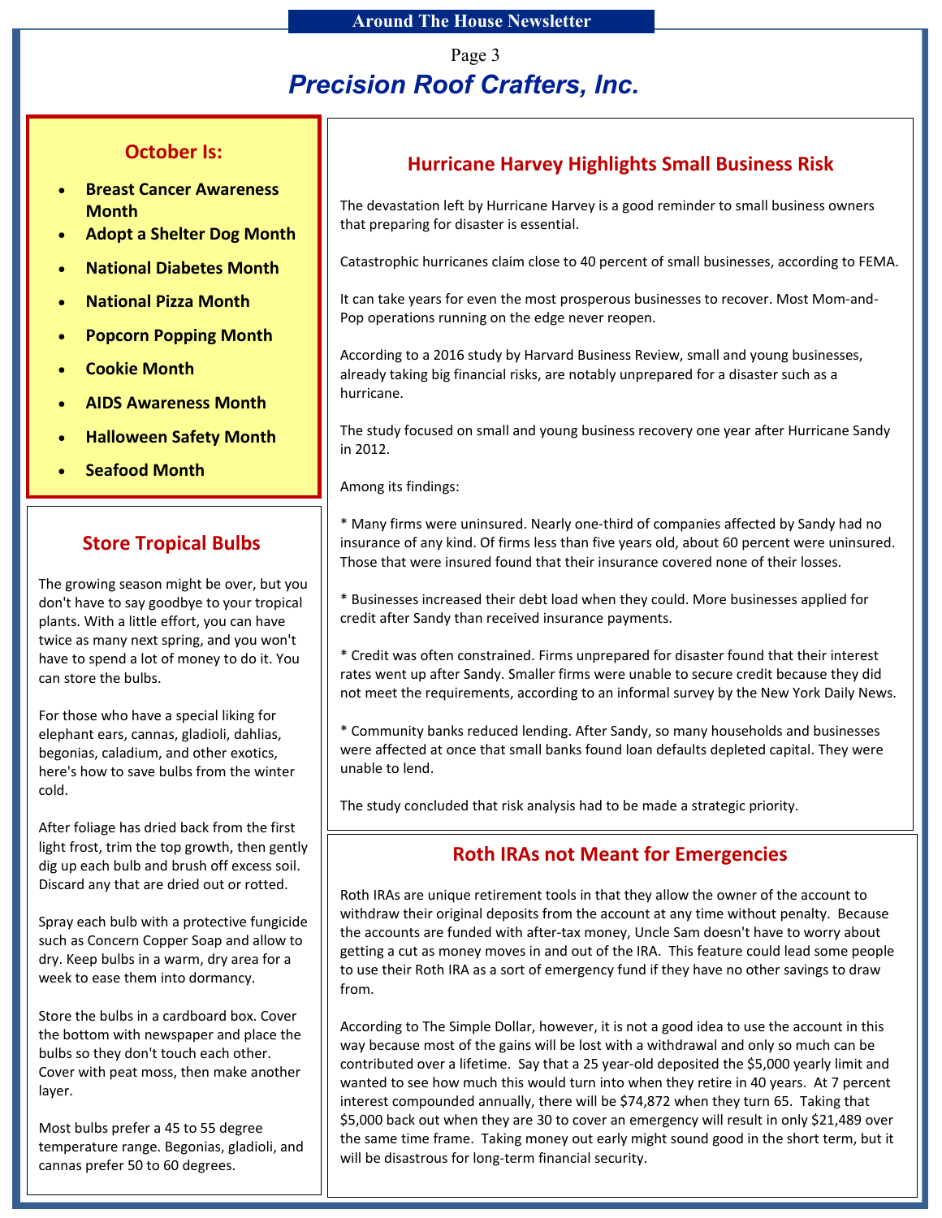# Precision Roof Crafters, Inc.

## October Is:

- **Breast Cancer Awareness Month**
- **Adopt a Shelter Dog Month**
- **National Diabetes Month**
- **National Pizza Month**
- **Popcorn Popping Month**
- **Cookie Month**
- **AIDS Awareness Month**
- **Halloween Safety Month**
- **Seafood Month**

## Store Tropical Bulbs

The growing season might be over, but you don't have to say goodbye to your tropical plants. With a little effort, you can have twice as many next spring, and you won't have to spend a lot of money to do it. You can store the bulbs.

For those who have a special liking for elephant ears, cannas, gladioli, dahlias, begonias, caladium, and other exotics, here's how to save bulbs from the winter cold.

After foliage has dried back from the first light frost, trim the top growth, then gently dig up each bulb and brush off excess soil. Discard any that are dried out or rotted.

Spray each bulb with a protective fungicide such as Concern Copper Soap and allow to dry. Keep bulbs in a warm, dry area for a week to ease them into dormancy.

Store the bulbs in a cardboard box. Cover the bottom with newspaper and place the bulbs so they don't touch each other. Cover with peat moss, then make another layer.

Most bulbs prefer a 45 to 55 degree temperature range. Begonias, gladioli, and cannas prefer 50 to 60 degrees.

## Hurricane Harvey Highlights Small Business Risk

The devastation left by Hurricane Harvey is a good reminder to small business owners that preparing for disaster is essential.

Catastrophic hurricanes claim close to 40 percent of small businesses, according to FEMA.

It can take years for even the most prosperous businesses to recover. Most Mom-and-Pop operations running on the edge never reopen.

According to a 2016 study by Harvard Business Review, small and young businesses, already taking big financial risks, are notably unprepared for a disaster such as a hurricane.

The study focused on small and young business recovery one year after Hurricane Sandy in 2012.

Among its findings:

* Many firms were uninsured. Nearly one-third of companies affected by Sandy had no insurance of any kind. Of firms less than five years old, about 60 percent were uninsured. Those that were insured found that their insurance covered none of their losses.

* Businesses increased their debt load when they could. More businesses applied for credit after Sandy than received insurance payments.

* Credit was often constrained. Firms unprepared for disaster found that their interest rates went up after Sandy. Smaller firms were unable to secure credit because they did not meet the requirements, according to an informal survey by the New York Daily News.

* Community banks reduced lending. After Sandy, so many households and businesses were affected at once that small banks found loan defaults depleted capital. They were unable to lend.

The study concluded that risk analysis had to be made a strategic priority.

## Roth IRAs not Meant for Emergencies

Roth IRAs are unique retirement tools in that they allow the owner of the account to withdraw their original deposits from the account at any time without penalty. Because the accounts are funded with after-tax money, Uncle Sam doesn't have to worry about getting a cut as money moves in and out of the IRA. This feature could lead some people to use their Roth IRA as a sort of emergency fund if they have no other savings to draw from.

According to The Simple Dollar, however, it is not a good idea to use the account in this way because most of the gains will be lost with a withdrawal and only so much can be contributed over a lifetime. Say that a 25 year-old deposited the $5,000 yearly limit and wanted to see how much this would turn into when they retire in 40 years. At 7 percent interest compounded annually, there will be $74,872 when they turn 65. Taking that $5,000 back out when they are 30 to cover an emergency will result in only $21,489 over the same time frame. Taking money out early might sound good in the short term, but it will be disastrous for long-term financial security.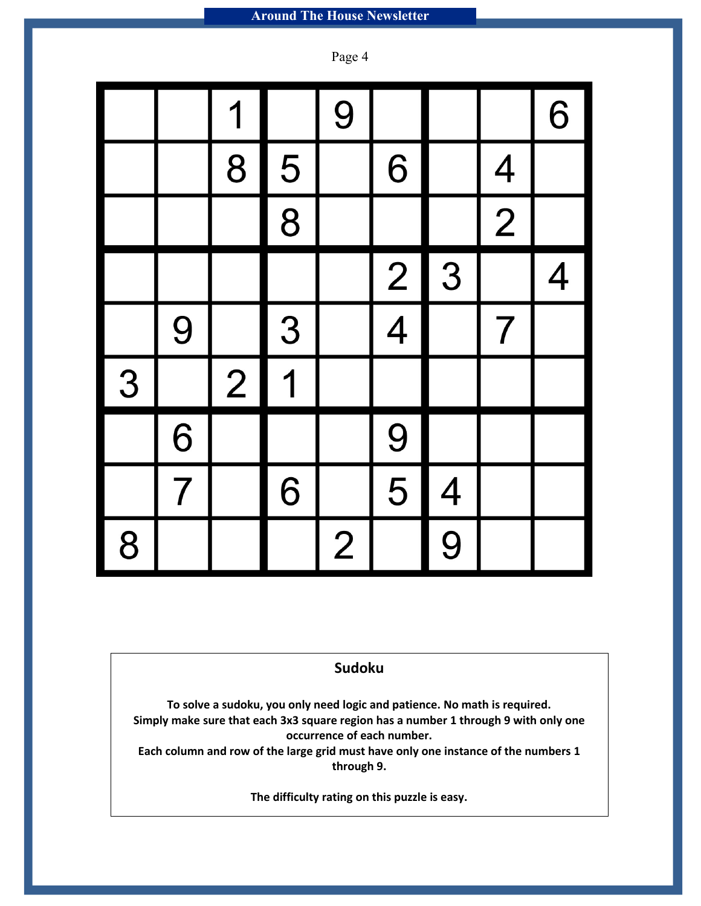|   |   |   |   |   |   |   |   |   |
|---|---|---|---|---|---|---|---|---|
|   |   | 1 |   | 9 |   |   |   | 6 |
|   |   | 8 | 5 |   | 6 |   | 4 |   |
|   |   |   | 8 |   |   |   | 2 |   |
|   |   |   |   |   | 2 | 3 |   | 4 |
|   | 9 |   | 3 |   | 4 |   | 7 |   |
| 3 |   | 2 | 1 |   |   |   |   |   |
|   | 6 |   |   |   | 9 |   |   |   |
|   | 7 |   | 6 |   | 5 | 4 |   |   |
| 8 |   |   |   | 2 |   | 9 |   |   |

## Sudoku

**To solve a sudoku, you only need logic and patience. No math is required.**
**Simply make sure that each 3x3 square region has a number 1 through 9 with only one occurrence of each number.**
**Each column and row of the large grid must have only one instance of the numbers 1 through 9.**

**The difficulty rating on this puzzle is easy.**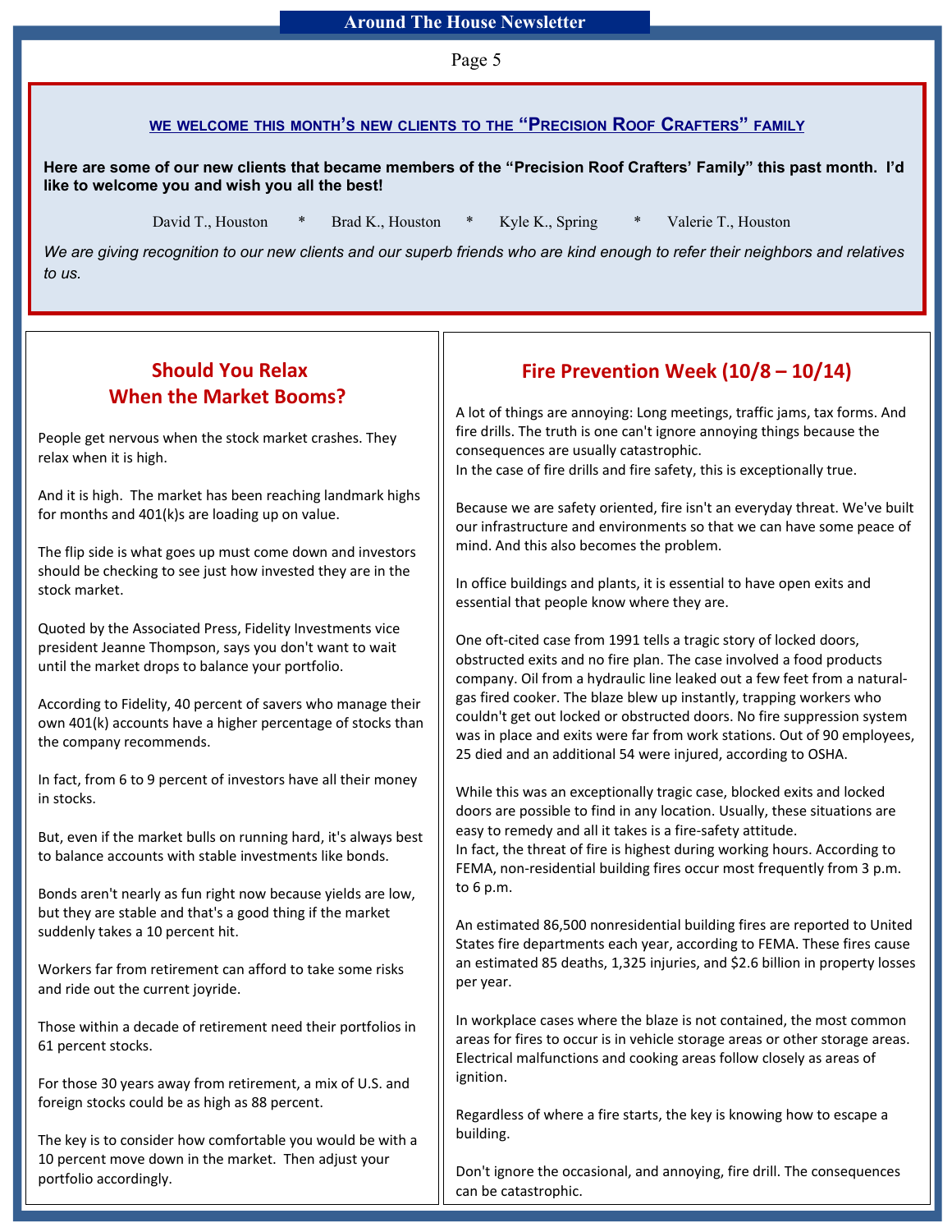## WE WELCOME THIS MONTH'S NEW CLIENTS TO THE "PRECISION ROOF CRAFTERS" FAMILY

**Here are some of our new clients that became members of the "Precision Roof Crafters' Family" this past month. I'd like to welcome you and wish you all the best!**

David T., Houston * Brad K., Houston * Kyle K., Spring * Valerie T., Houston

*We are giving recognition to our new clients and our superb friends who are kind enough to refer their neighbors and relatives to us.*

## Should You Relax When the Market Booms?

People get nervous when the stock market crashes. They relax when it is high.

And it is high. The market has been reaching landmark highs for months and 401(k)s are loading up on value.

The flip side is what goes up must come down and investors should be checking to see just how invested they are in the stock market.

Quoted by the Associated Press, Fidelity Investments vice president Jeanne Thompson, says you don't want to wait until the market drops to balance your portfolio.

According to Fidelity, 40 percent of savers who manage their own 401(k) accounts have a higher percentage of stocks than the company recommends.

In fact, from 6 to 9 percent of investors have all their money in stocks.

But, even if the market bulls on running hard, it's always best to balance accounts with stable investments like bonds.

Bonds aren't nearly as fun right now because yields are low, but they are stable and that's a good thing if the market suddenly takes a 10 percent hit.

Workers far from retirement can afford to take some risks and ride out the current joyride.

Those within a decade of retirement need their portfolios in 61 percent stocks.

For those 30 years away from retirement, a mix of U.S. and foreign stocks could be as high as 88 percent.

The key is to consider how comfortable you would be with a 10 percent move down in the market. Then adjust your portfolio accordingly.

## Fire Prevention Week (10/8 – 10/14)

A lot of things are annoying: Long meetings, traffic jams, tax forms. And fire drills. The truth is one can't ignore annoying things because the consequences are usually catastrophic.
In the case of fire drills and fire safety, this is exceptionally true.

Because we are safety oriented, fire isn't an everyday threat. We've built our infrastructure and environments so that we can have some peace of mind. And this also becomes the problem.

In office buildings and plants, it is essential to have open exits and essential that people know where they are.

One oft-cited case from 1991 tells a tragic story of locked doors, obstructed exits and no fire plan. The case involved a food products company. Oil from a hydraulic line leaked out a few feet from a natural-gas fired cooker. The blaze blew up instantly, trapping workers who couldn't get out locked or obstructed doors. No fire suppression system was in place and exits were far from work stations. Out of 90 employees, 25 died and an additional 54 were injured, according to OSHA.

While this was an exceptionally tragic case, blocked exits and locked doors are possible to find in any location. Usually, these situations are easy to remedy and all it takes is a fire-safety attitude.
In fact, the threat of fire is highest during working hours. According to FEMA, non-residential building fires occur most frequently from 3 p.m. to 6 p.m.

An estimated 86,500 nonresidential building fires are reported to United States fire departments each year, according to FEMA. These fires cause an estimated 85 deaths, 1,325 injuries, and $2.6 billion in property losses per year.

In workplace cases where the blaze is not contained, the most common areas for fires to occur is in vehicle storage areas or other storage areas. Electrical malfunctions and cooking areas follow closely as areas of ignition.

Regardless of where a fire starts, the key is knowing how to escape a building.

Don't ignore the occasional, and annoying, fire drill. The consequences can be catastrophic.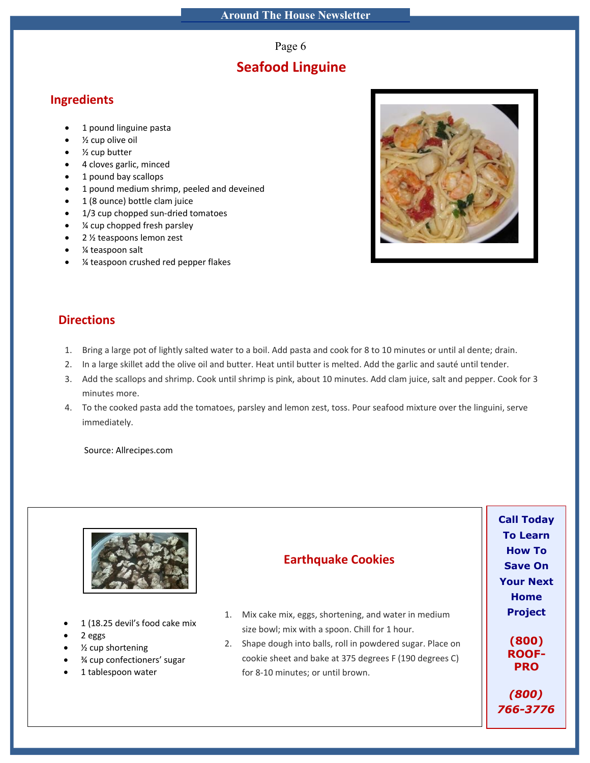# Seafood Linguine

## Ingredients

- 1 pound linguine pasta
- ½ cup olive oil
- ½ cup butter
- 4 cloves garlic, minced
- 1 pound bay scallops
- 1 pound medium shrimp, peeled and deveined
- 1 (8 ounce) bottle clam juice
- 1/3 cup chopped sun-dried tomatoes
- ¼ cup chopped fresh parsley
- 2 ½ teaspoons lemon zest
- ¼ teaspoon salt
- ¼ teaspoon crushed red pepper flakes

## Directions

1. Bring a large pot of lightly salted water to a boil. Add pasta and cook for 8 to 10 minutes or until al dente; drain.
2. In a large skillet add the olive oil and butter. Heat until butter is melted. Add the garlic and sauté until tender.
3. Add the scallops and shrimp. Cook until shrimp is pink, about 10 minutes. Add clam juice, salt and pepper. Cook for 3 minutes more.
4. To the cooked pasta add the tomatoes, parsley and lemon zest, toss. Pour seafood mixture over the linguini, serve immediately.

Source: Allrecipes.com

## Earthquake Cookies

- 1 (18.25 devil's food cake mix
- 2 eggs
- ½ cup shortening
- ¾ cup confectioners' sugar
- 1 tablespoon water

1. Mix cake mix, eggs, shortening, and water in medium size bowl; mix with a spoon. Chill for 1 hour.
2. Shape dough into balls, roll in powdered sugar. Place on cookie sheet and bake at 375 degrees F (190 degrees C) for 8-10 minutes; or until brown.

**Call Today To Learn How To Save On Your Next Home Project**

**(800) ROOF-PRO**

***(800) 766-3776***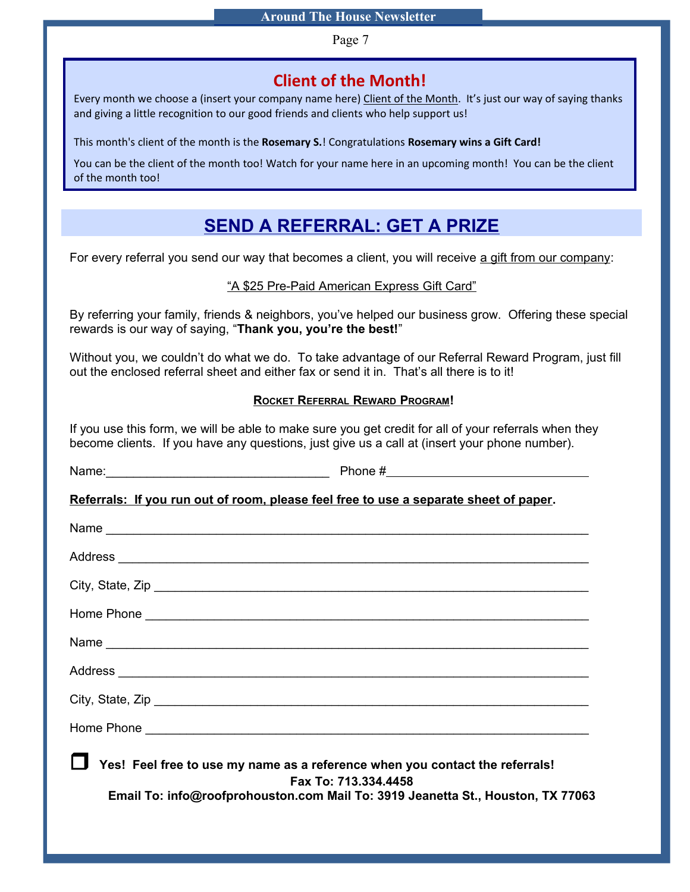## Client of the Month!

Every month we choose a (insert your company name here) Client of the Month. It's just our way of saying thanks and giving a little recognition to our good friends and clients who help support us!

This month's client of the month is the **Rosemary S.**! Congratulations **Rosemary wins a Gift Card!**

You can be the client of the month too! Watch for your name here in an upcoming month! You can be the client of the month too!

## SEND A REFERRAL: GET A PRIZE

For every referral you send our way that becomes a client, you will receive a gift from our company:

"A $25 Pre-Paid American Express Gift Card"

By referring your family, friends & neighbors, you've helped our business grow. Offering these special rewards is our way of saying, "**Thank you, you're the best!**"

Without you, we couldn't do what we do. To take advantage of our Referral Reward Program, just fill out the enclosed referral sheet and either fax or send it in. That's all there is to it!

**ROCKET REFERRAL REWARD PROGRAM!**

If you use this form, we will be able to make sure you get credit for all of your referrals when they become clients. If you have any questions, just give us a call at (insert your phone number).

Name:________________________________ Phone #____________________________

**Referrals: If you run out of room, please feel free to use a separate sheet of paper.**

Name ______________________________________________________________________

Address ____________________________________________________________________

City, State, Zip _______________________________________________________________

Home Phone _________________________________________________________________

Name ______________________________________________________________________

Address ____________________________________________________________________

City, State, Zip _______________________________________________________________

Home Phone _________________________________________________________________

❒ **Yes! Feel free to use my name as a reference when you contact the referrals!**

**Fax To: 713.334.4458**

**Email To: info@roofprohouston.com Mail To: 3919 Jeanetta St., Houston, TX 77063**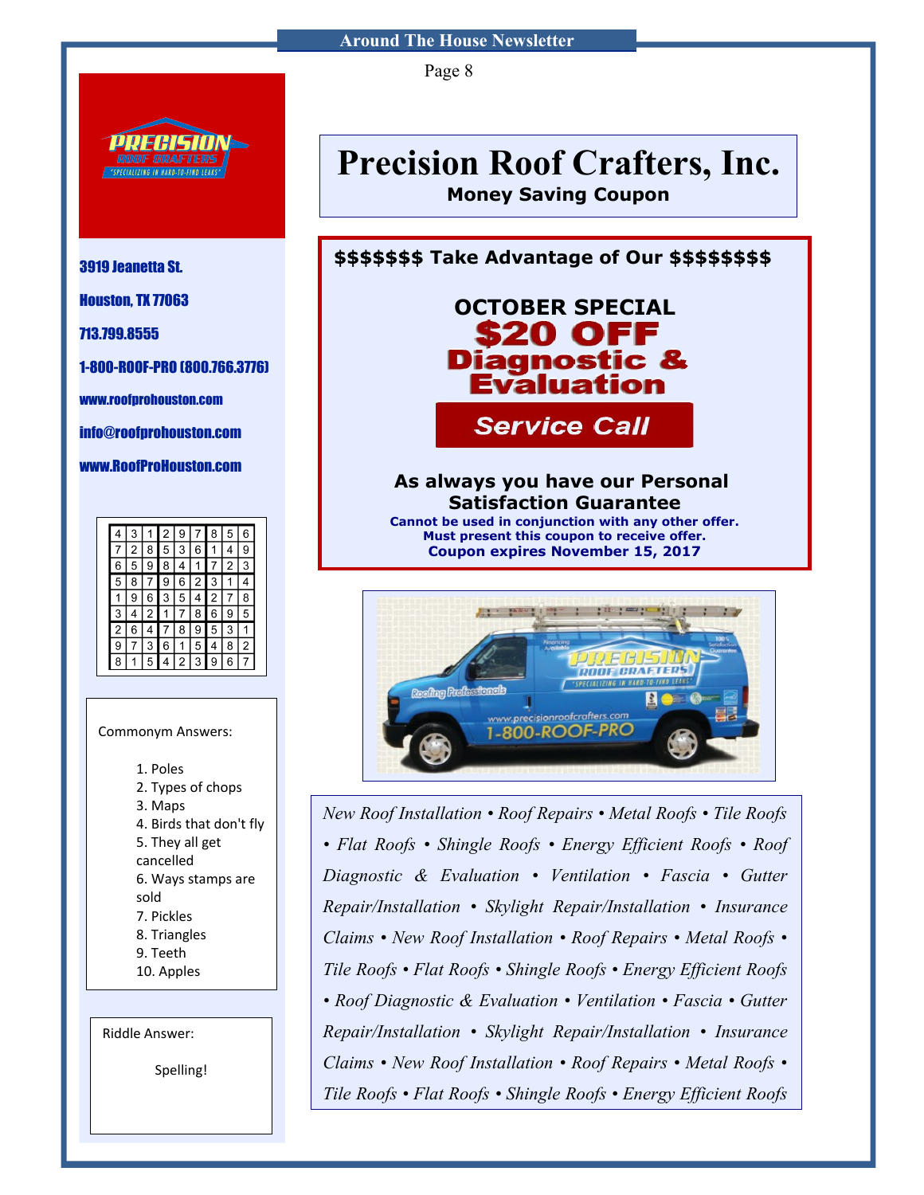3919 Jeanetta St.

Houston, TX 77063

713.799.8555

1-800-ROOF-PRO (800.766.3776)

www.roofprohouston.com

info@roofprohouston.com

www.RoofProHouston.com

| | | | | | | | | |
|---|---|---|---|---|---|---|---|---|
| 4 | 3 | 1 | 2 | 9 | 7 | 8 | 5 | 6 |
| 7 | 2 | 8 | 5 | 3 | 6 | 1 | 4 | 9 |
| 6 | 5 | 9 | 8 | 4 | 1 | 7 | 2 | 3 |
| 5 | 8 | 7 | 9 | 6 | 2 | 3 | 1 | 4 |
| 1 | 9 | 6 | 3 | 5 | 4 | 2 | 7 | 8 |
| 3 | 4 | 2 | 1 | 7 | 8 | 6 | 9 | 5 |
| 2 | 6 | 4 | 7 | 8 | 9 | 5 | 3 | 1 |
| 9 | 7 | 3 | 6 | 1 | 5 | 4 | 8 | 2 |
| 8 | 1 | 5 | 4 | 2 | 3 | 9 | 6 | 7 |

Commonym Answers:

1. Poles
2. Types of chops
3. Maps
4. Birds that don't fly
5. They all get cancelled
6. Ways stamps are sold
7. Pickles
8. Triangles
9. Teeth
10. Apples

Riddle Answer:

Spelling!

# Precision Roof Crafters, Inc.

**Money Saving Coupon**

**$$$$$$$ Take Advantage of Our $$$$$$$$**

**OCTOBER SPECIAL**

**$20 OFF**

**Diagnostic & Evaluation**

**Service Call**

**As always you have our Personal Satisfaction Guarantee**

**Cannot be used in conjunction with any other offer.**
**Must present this coupon to receive offer.**
**Coupon expires November 15, 2017**

*New Roof Installation • Roof Repairs • Metal Roofs • Tile Roofs • Flat Roofs • Shingle Roofs • Energy Efficient Roofs • Roof Diagnostic & Evaluation • Ventilation • Fascia • Gutter Repair/Installation • Skylight Repair/Installation • Insurance Claims • New Roof Installation • Roof Repairs • Metal Roofs • Tile Roofs • Flat Roofs • Shingle Roofs • Energy Efficient Roofs • Roof Diagnostic & Evaluation • Ventilation • Fascia • Gutter Repair/Installation • Skylight Repair/Installation • Insurance Claims • New Roof Installation • Roof Repairs • Metal Roofs • Tile Roofs • Flat Roofs • Shingle Roofs • Energy Efficient Roofs*